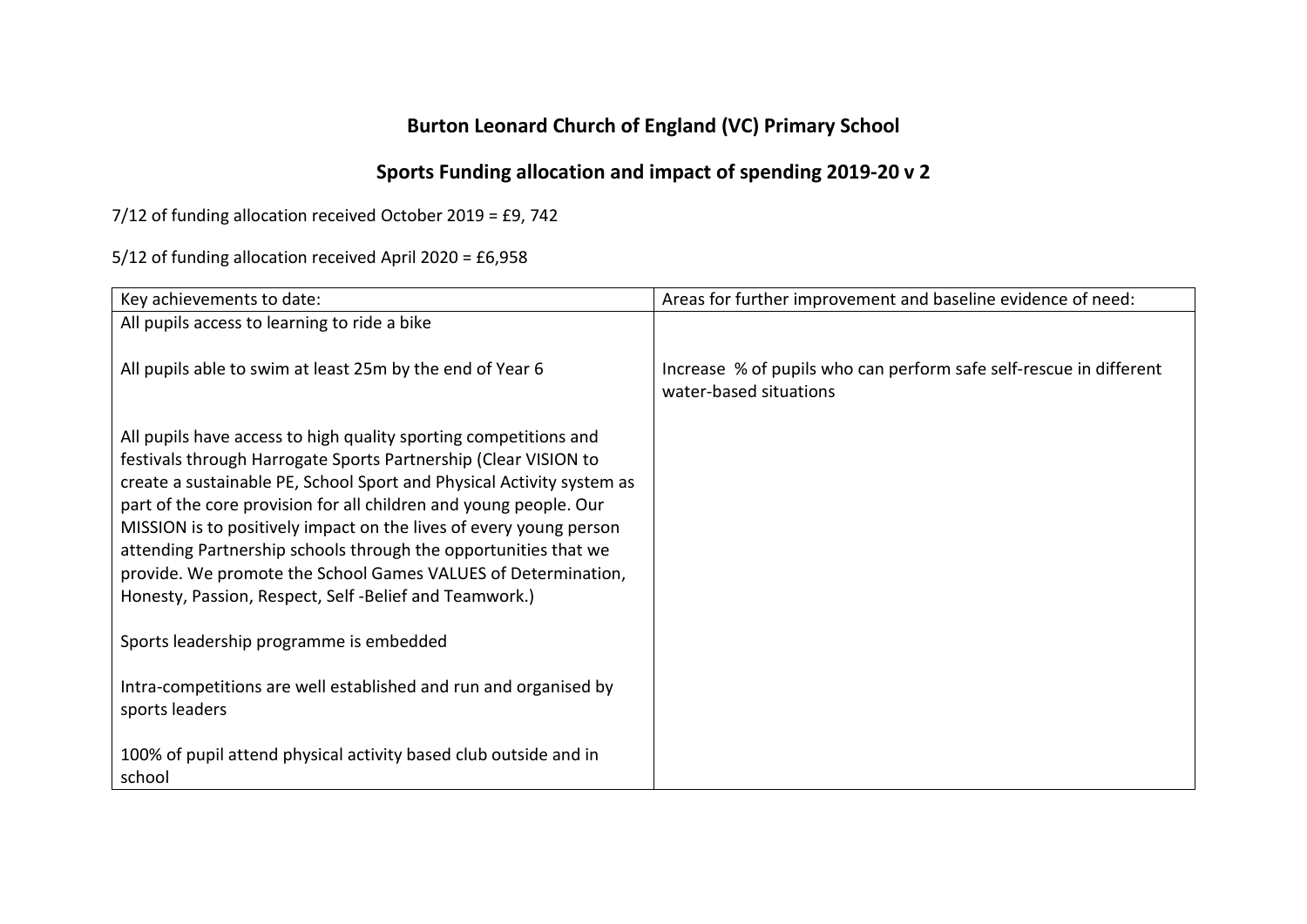# Burton Leonard Church of England (VC) Primary School

## Sports Funding allocation and impact of spending 2019-20 v 2

7/12 of funding allocation received October 2019 = £9, 742

5/12 of funding allocation received April 2020 = £6,958

| Key achievements to date: | Areas for further improvement and baseline evidence of need: |
|---|---|
| All pupils access to learning to ride a bike<br><br>All pupils able to swim at least 25m by the end of Year 6<br><br>All pupils have access to high quality sporting competitions and festivals through Harrogate Sports Partnership (Clear VISION to create a sustainable PE, School Sport and Physical Activity system as part of the core provision for all children and young people. Our MISSION is to positively impact on the lives of every young person attending Partnership schools through the opportunities that we provide. We promote the School Games VALUES of Determination, Honesty, Passion, Respect, Self -Belief and Teamwork.)<br><br>Sports leadership programme is embedded<br><br>Intra-competitions are well established and run and organised by sports leaders<br><br>100% of pupil attend physical activity based club outside and in school | Increase % of pupils who can perform safe self-rescue in different water-based situations |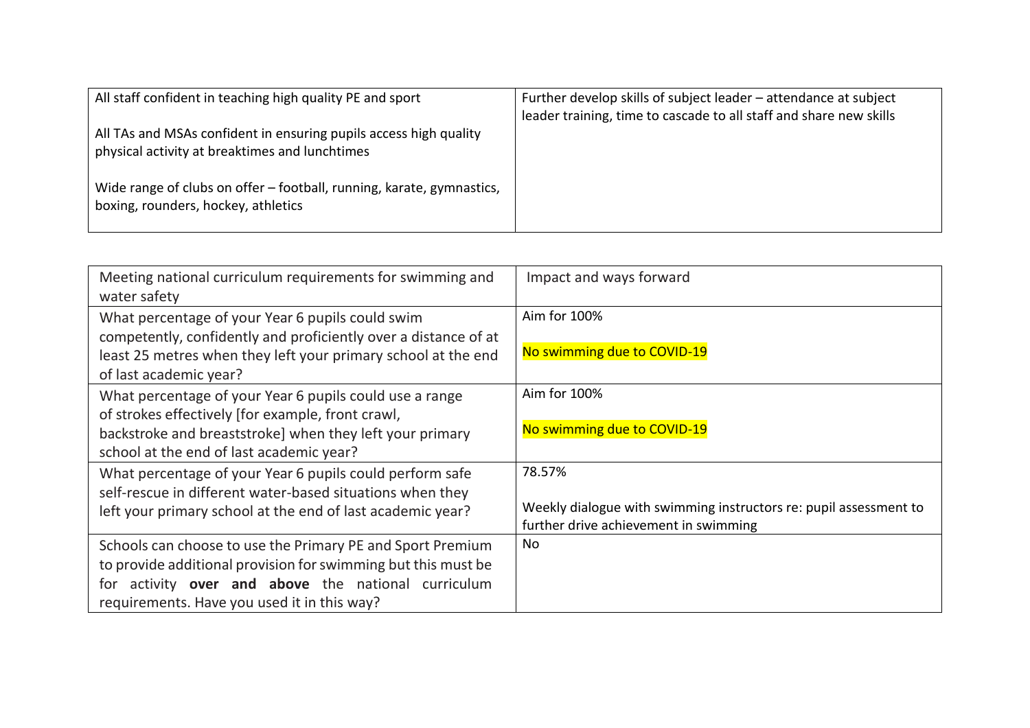| All staff confident in teaching high quality PE and sport<br><br>All TAs and MSAs confident in ensuring pupils access high quality physical activity at breaktimes and lunchtimes<br><br>Wide range of clubs on offer – football, running, karate, gymnastics, boxing, rounders, hockey, athletics | Further develop skills of subject leader – attendance at subject leader training, time to cascade to all staff and share new skills |
|---|---|

| Meeting national curriculum requirements for swimming and water safety | Impact and ways forward |
|---|---|
| What percentage of your Year 6 pupils could swim competently, confidently and proficiently over a distance of at least 25 metres when they left your primary school at the end of last academic year? | Aim for 100%<br><br>No swimming due to COVID-19 |
| What percentage of your Year 6 pupils could use a range of strokes effectively [for example, front crawl, backstroke and breaststroke] when they left your primary school at the end of last academic year? | Aim for 100%<br><br>No swimming due to COVID-19 |
| What percentage of your Year 6 pupils could perform safe self-rescue in different water-based situations when they left your primary school at the end of last academic year? | 78.57%<br><br>Weekly dialogue with swimming instructors re: pupil assessment to further drive achievement in swimming |
| Schools can choose to use the Primary PE and Sport Premium to provide additional provision for swimming but this must be for activity **over and above** the national curriculum requirements. Have you used it in this way? | No |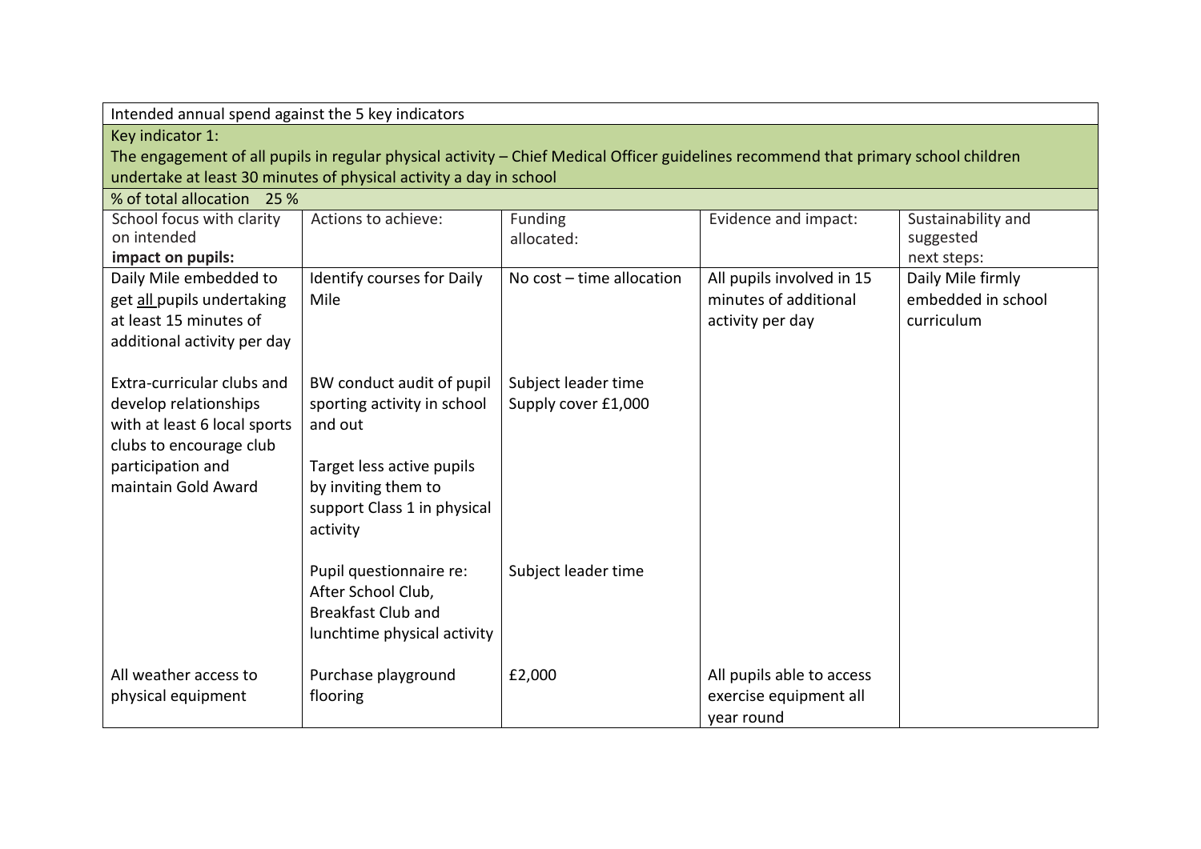| Intended annual spend against the 5 key indicators | | | | |
|---|---|---|---|---|
| Key indicator 1:<br>The engagement of all pupils in regular physical activity – Chief Medical Officer guidelines recommend that primary school children undertake at least 30 minutes of physical activity a day in school | | | | |
| % of total allocation 25 % | | | | |
| School focus with clarity on intended **impact on pupils:** | Actions to achieve: | Funding allocated: | Evidence and impact: | Sustainability and suggested next steps: |
| Daily Mile embedded to get all pupils undertaking at least 15 minutes of additional activity per day | Identify courses for Daily Mile | No cost – time allocation | All pupils involved in 15 minutes of additional activity per day | Daily Mile firmly embedded in school curriculum |
| Extra-curricular clubs and develop relationships with at least 6 local sports clubs to encourage club participation and maintain Gold Award | BW conduct audit of pupil sporting activity in school and out<br><br>Target less active pupils by inviting them to support Class 1 in physical activity | Subject leader time<br>Supply cover £1,000 | | |
| | Pupil questionnaire re: After School Club, Breakfast Club and lunchtime physical activity | Subject leader time | | |
| All weather access to physical equipment | Purchase playground flooring | £2,000 | All pupils able to access exercise equipment all year round | |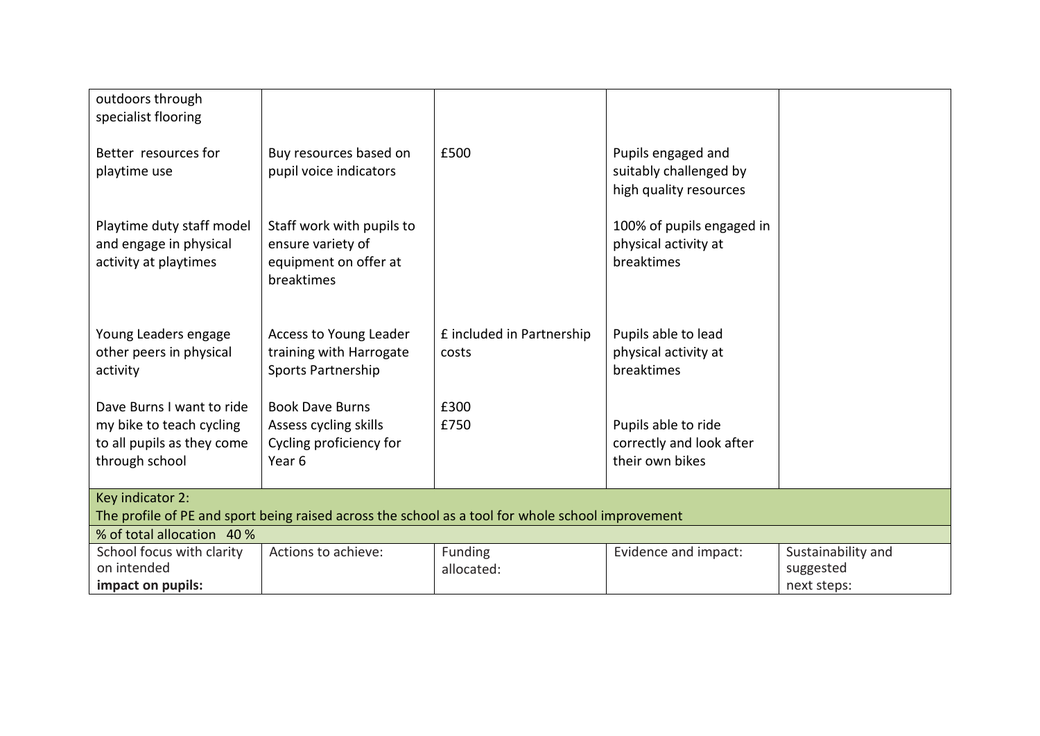| | | | | |
|---|---|---|---|---|
| outdoors through specialist flooring<br><br>Better resources for playtime use<br><br>Playtime duty staff model and engage in physical activity at playtimes<br><br>Young Leaders engage other peers in physical activity<br><br>Dave Burns I want to ride my bike to teach cycling to all pupils as they come through school | Buy resources based on pupil voice indicators<br><br>Staff work with pupils to ensure variety of equipment on offer at breaktimes<br><br>Access to Young Leader training with Harrogate Sports Partnership<br><br>Book Dave Burns<br>Assess cycling skills<br>Cycling proficiency for Year 6 | £500<br><br>£ included in Partnership costs<br><br>£300<br>£750 | Pupils engaged and suitably challenged by high quality resources<br><br>100% of pupils engaged in physical activity at breaktimes<br><br>Pupils able to lead physical activity at breaktimes<br><br>Pupils able to ride correctly and look after their own bikes | |

| Key indicator 2: The profile of PE and sport being raised across the school as a tool for whole school improvement | | | | |
|---|---|---|---|---|
| % of total allocation 40 % | | | | |
| School focus with clarity on intended **impact on pupils:** | Actions to achieve: | Funding allocated: | Evidence and impact: | Sustainability and suggested next steps: |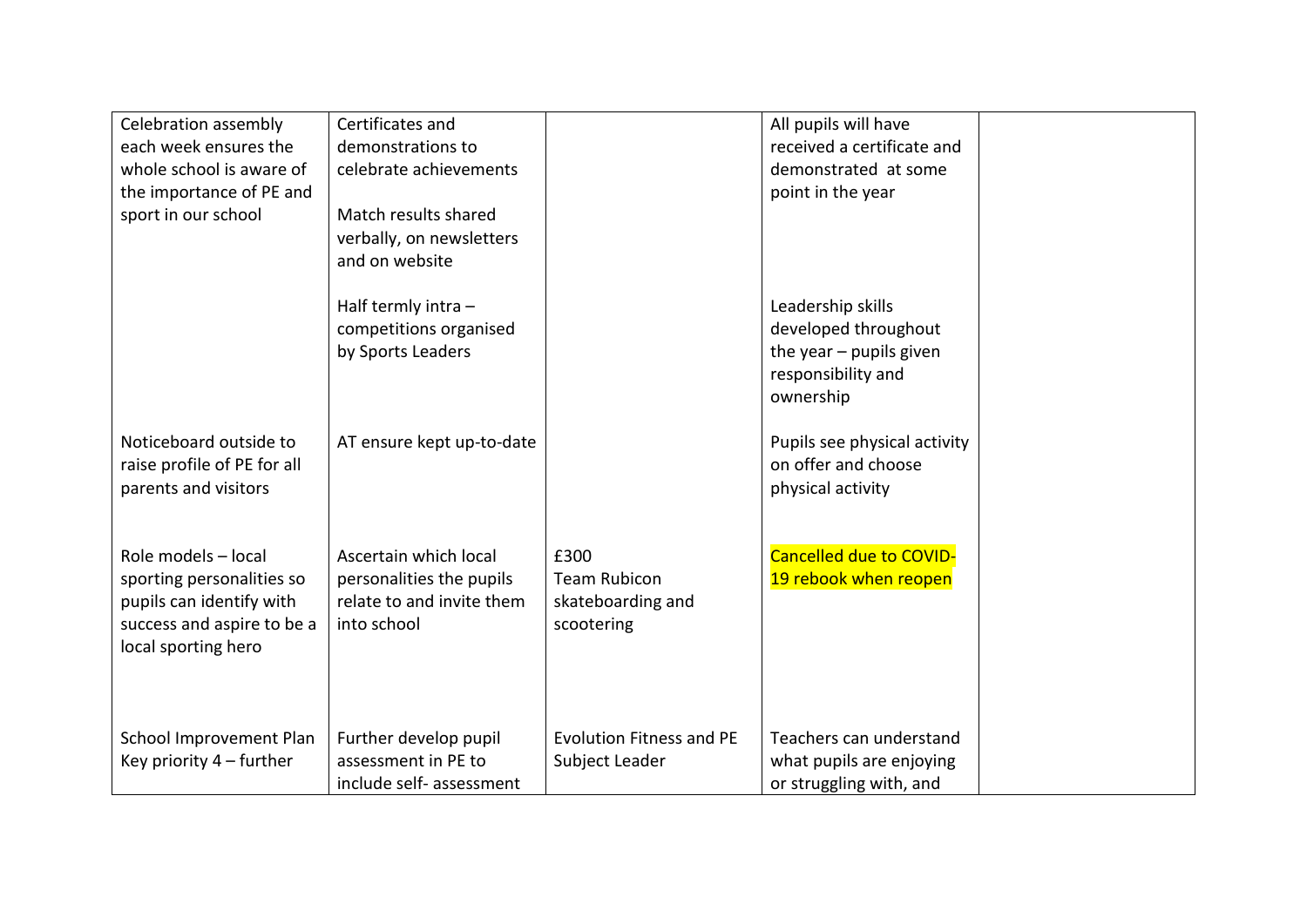| | | | | |
|---|---|---|---|---|
| Celebration assembly each week ensures the whole school is aware of the importance of PE and sport in our school | Certificates and demonstrations to celebrate achievements<br><br>Match results shared verbally, on newsletters and on website<br><br>Half termly intra – competitions organised by Sports Leaders | | All pupils will have received a certificate and demonstrated at some point in the year<br><br>Leadership skills developed throughout the year – pupils given responsibility and ownership | |
| Noticeboard outside to raise profile of PE for all parents and visitors | AT ensure kept up-to-date | | Pupils see physical activity on offer and choose physical activity | |
| Role models – local sporting personalities so pupils can identify with success and aspire to be a local sporting hero | Ascertain which local personalities the pupils relate to and invite them into school | £300<br>Team Rubicon skateboarding and scootering | Cancelled due to COVID-19 rebook when reopen | |
| School Improvement Plan Key priority 4 – further | Further develop pupil assessment in PE to include self- assessment | Evolution Fitness and PE Subject Leader | Teachers can understand what pupils are enjoying or struggling with, and | |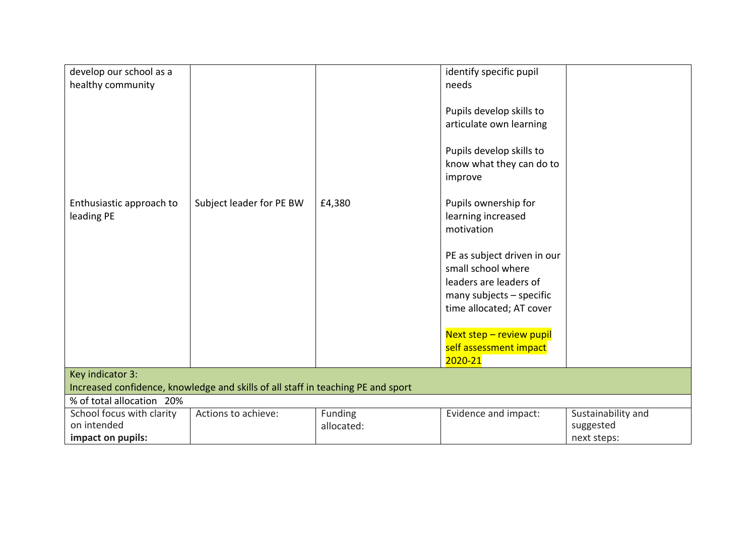| | | | | |
|---|---|---|---|---|
| develop our school as a healthy community | | | identify specific pupil needs<br><br>Pupils develop skills to articulate own learning<br><br>Pupils develop skills to know what they can do to improve | |
| Enthusiastic approach to leading PE | Subject leader for PE BW | £4,380 | Pupils ownership for learning increased motivation<br><br>PE as subject driven in our small school where leaders are leaders of many subjects – specific time allocated; AT cover<br><br>Next step – review pupil self assessment impact 2020-21 | |

| Key indicator 3: Increased confidence, knowledge and skills of all staff in teaching PE and sport | | | | |
|---|---|---|---|---|
| % of total allocation 20% | | | | |
| School focus with clarity on intended **impact on pupils:** | Actions to achieve: | Funding allocated: | Evidence and impact: | Sustainability and suggested next steps: |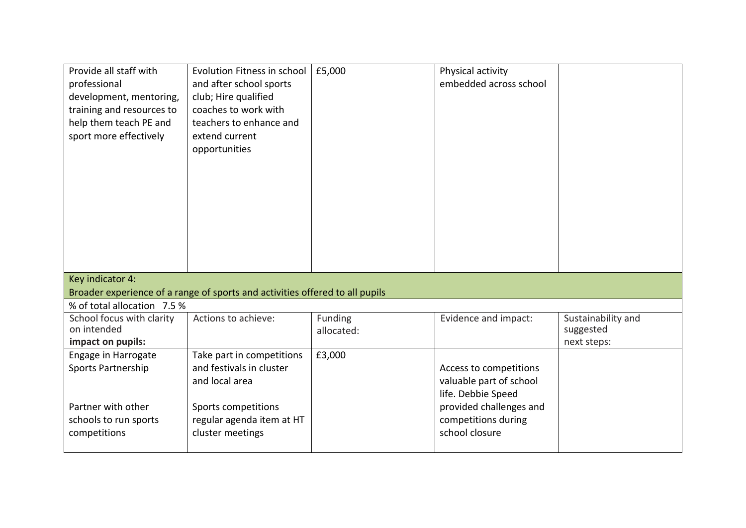| | | | | |
|---|---|---|---|---|
| Provide all staff with professional development, mentoring, training and resources to help them teach PE and sport more effectively | Evolution Fitness in school and after school sports club; Hire qualified coaches to work with teachers to enhance and extend current opportunities | £5,000 | Physical activity embedded across school | |

| Key indicator 4: Broader experience of a range of sports and activities offered to all pupils | | | | |
|---|---|---|---|---|
| % of total allocation 7.5 % | | | | |
| School focus with clarity on intended **impact on pupils:** | Actions to achieve: | Funding allocated: | Evidence and impact: | Sustainability and suggested next steps: |
| Engage in Harrogate Sports Partnership<br><br>Partner with other schools to run sports competitions | Take part in competitions and festivals in cluster and local area<br><br>Sports competitions regular agenda item at HT cluster meetings | £3,000 | Access to competitions valuable part of school life. Debbie Speed provided challenges and competitions during school closure | |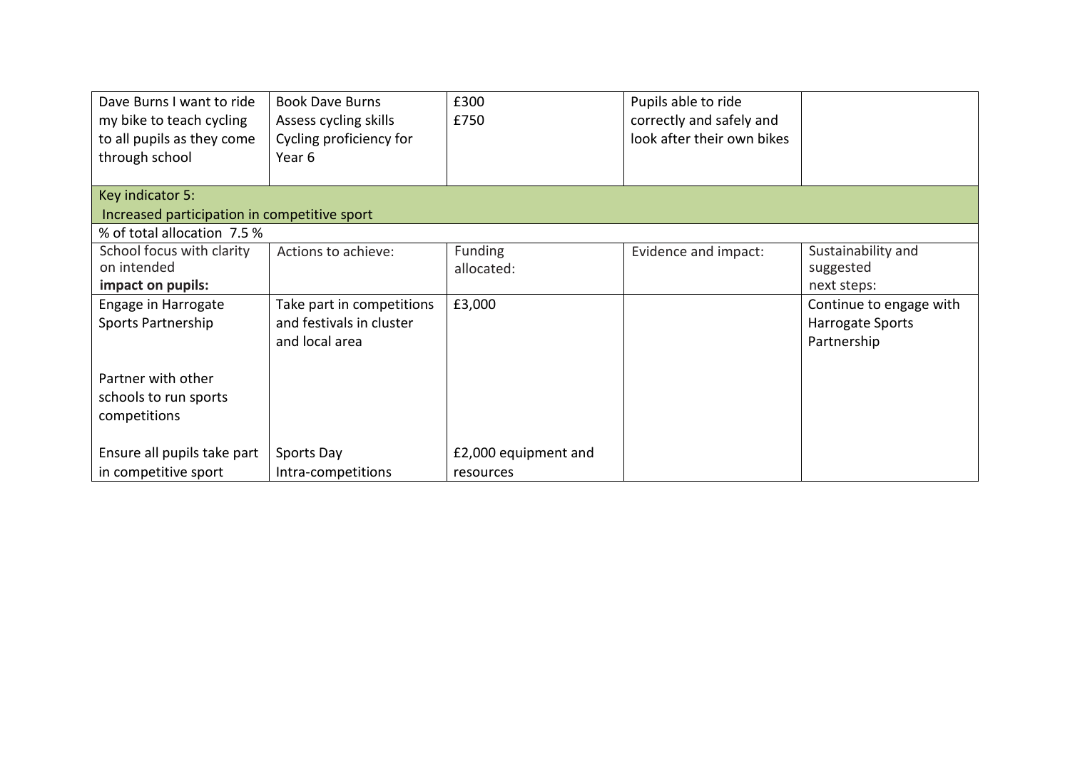| | | | | |
|---|---|---|---|---|
| Dave Burns I want to ride my bike to teach cycling to all pupils as they come through school | Book Dave Burns<br>Assess cycling skills<br>Cycling proficiency for Year 6 | £300<br>£750 | Pupils able to ride correctly and safely and look after their own bikes | |
| Key indicator 5:<br>Increased participation in competitive sport | | | | |
| % of total allocation 7.5 % | | | | |
| School focus with clarity on intended **impact on pupils:** | Actions to achieve: | Funding allocated: | Evidence and impact: | Sustainability and suggested next steps: |
| Engage in Harrogate Sports Partnership<br><br>Partner with other schools to run sports competitions | Take part in competitions and festivals in cluster and local area | £3,000 | | Continue to engage with Harrogate Sports Partnership |
| Ensure all pupils take part in competitive sport | Sports Day<br>Intra-competitions | £2,000 equipment and resources | | |